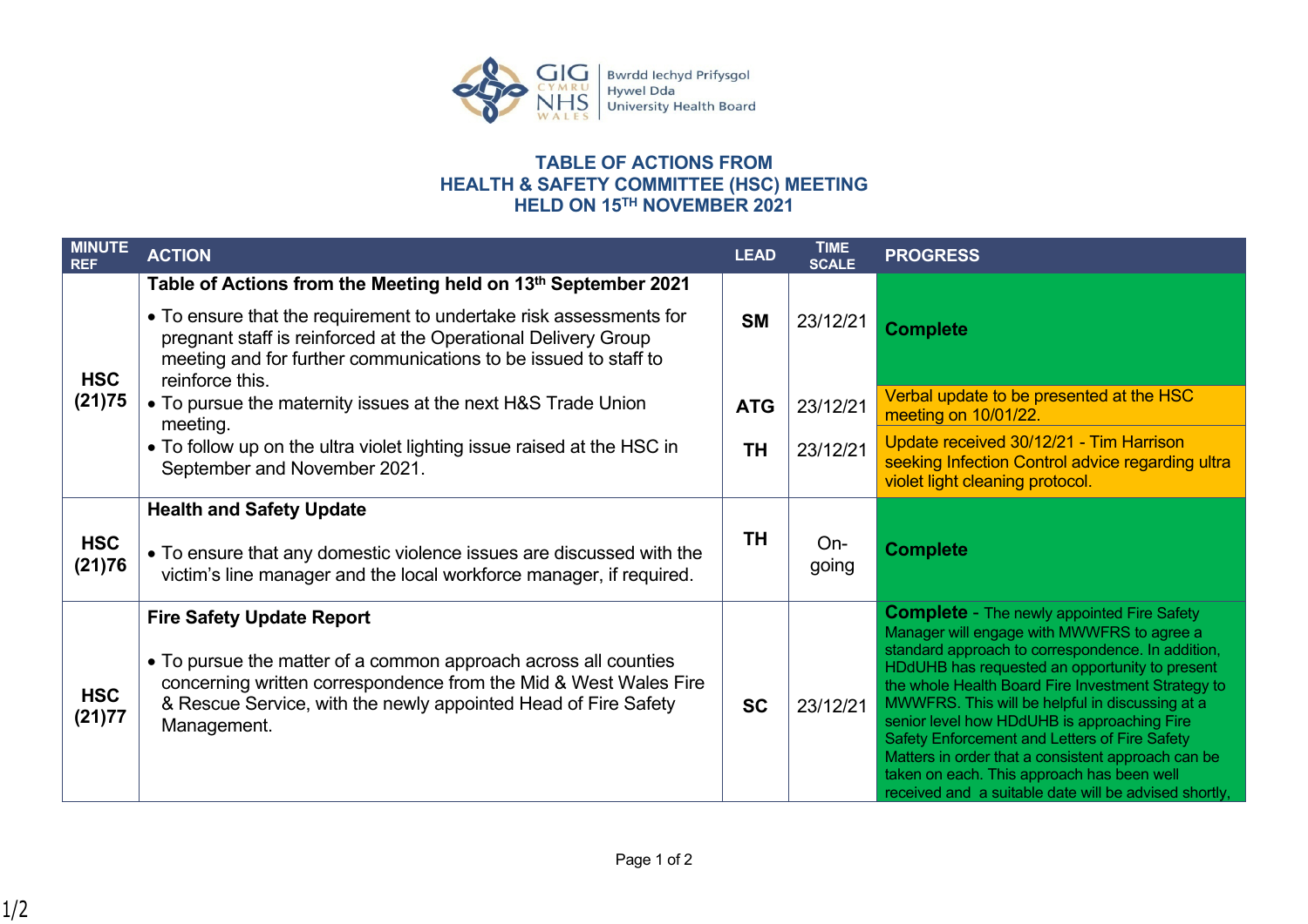# TABLE OF ACTIONS FROM HEALTH & SAFETY COMMITTEE (HSC) MEETING HELD ON 15TH NOVEMBER 2021

| MINUTE REF | ACTION | LEAD | TIME SCALE | PROGRESS |
|---|---|---|---|---|
| HSC (21)75 | **Table of Actions from the Meeting held on 13th September 2021**<br>• To ensure that the requirement to undertake risk assessments for pregnant staff is reinforced at the Operational Delivery Group meeting and for further communications to be issued to staff to reinforce this. | SM | 23/12/21 | **Complete** |
| | • To pursue the maternity issues at the next H&S Trade Union meeting. | ATG | 23/12/21 | Verbal update to be presented at the HSC meeting on 10/01/22. |
| | • To follow up on the ultra violet lighting issue raised at the HSC in September and November 2021. | TH | 23/12/21 | Update received 30/12/21 - Tim Harrison seeking Infection Control advice regarding ultra violet light cleaning protocol. |
| HSC (21)76 | **Health and Safety Update**<br>• To ensure that any domestic violence issues are discussed with the victim's line manager and the local workforce manager, if required. | TH | On-going | **Complete** |
| HSC (21)77 | **Fire Safety Update Report**<br>• To pursue the matter of a common approach across all counties concerning written correspondence from the Mid & West Wales Fire & Rescue Service, with the newly appointed Head of Fire Safety Management. | SC | 23/12/21 | **Complete** - The newly appointed Fire Safety Manager will engage with MWWFRS to agree a standard approach to correspondence. In addition, HDdUHB has requested an opportunity to present the whole Health Board Fire Investment Strategy to MWWFRS. This will be helpful in discussing at a senior level how HDdUHB is approaching Fire Safety Enforcement and Letters of Fire Safety Matters in order that a consistent approach can be taken on each. This approach has been well received and a suitable date will be advised shortly, |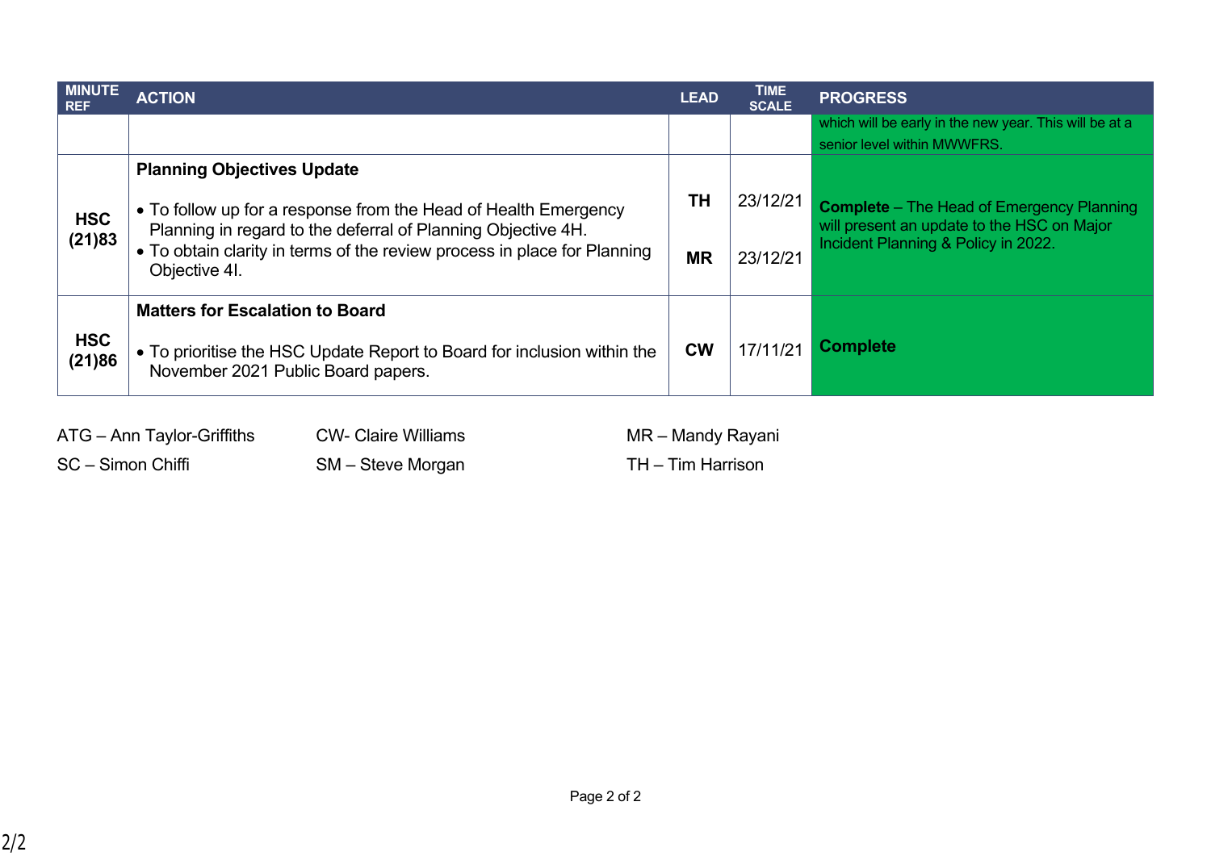| MINUTE REF | ACTION | LEAD | TIME SCALE | PROGRESS |
|---|---|---|---|---|
| | | | | which will be early in the new year. This will be at a senior level within MWWFRS. |
| **HSC (21)83** | **Planning Objectives Update**<br>• To follow up for a response from the Head of Health Emergency Planning in regard to the deferral of Planning Objective 4H.<br>• To obtain clarity in terms of the review process in place for Planning Objective 4I. | **TH**<br><br>**MR** | 23/12/21<br><br>23/12/21 | **Complete** – The Head of Emergency Planning will present an update to the HSC on Major Incident Planning & Policy in 2022. |
| **HSC (21)86** | **Matters for Escalation to Board**<br>• To prioritise the HSC Update Report to Board for inclusion within the November 2021 Public Board papers. | **CW** | 17/11/21 | **Complete** |

ATG – Ann Taylor-Griffiths
CW- Claire Williams
MR – Mandy Rayani
SC – Simon Chiffi
SM – Steve Morgan
TH – Tim Harrison